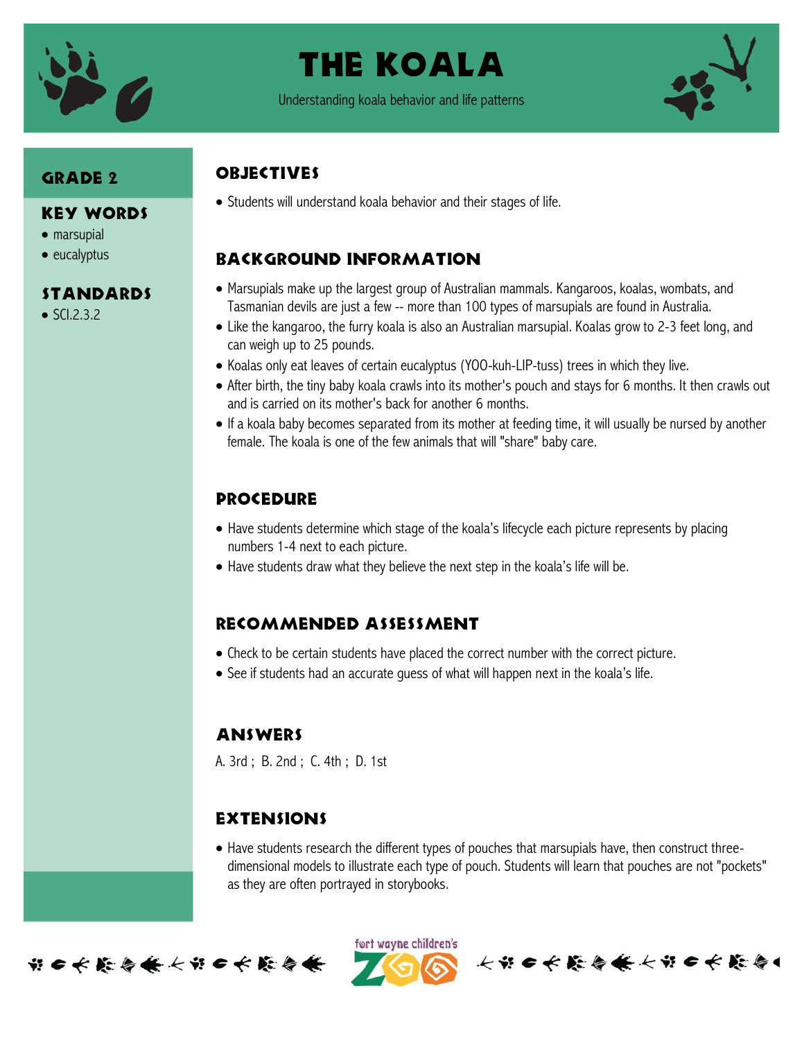# The Koala

Understanding koala behavior and life patterns

## Grade 2

## Key Words

- marsupial
- eucalyptus

## Standards

- SCI.2.3.2

## Objectives

- Students will understand koala behavior and their stages of life.

## Background Information

- Marsupials make up the largest group of Australian mammals. Kangaroos, koalas, wombats, and Tasmanian devils are just a few -- more than 100 types of marsupials are found in Australia.
- Like the kangaroo, the furry koala is also an Australian marsupial. Koalas grow to 2-3 feet long, and can weigh up to 25 pounds.
- Koalas only eat leaves of certain eucalyptus (YOO-kuh-LIP-tuss) trees in which they live.
- After birth, the tiny baby koala crawls into its mother's pouch and stays for 6 months. It then crawls out and is carried on its mother's back for another 6 months.
- If a koala baby becomes separated from its mother at feeding time, it will usually be nursed by another female. The koala is one of the few animals that will "share" baby care.

## Procedure

- Have students determine which stage of the koala's lifecycle each picture represents by placing numbers 1-4 next to each picture.
- Have students draw what they believe the next step in the koala's life will be.

## Recommended Assessment

- Check to be certain students have placed the correct number with the correct picture.
- See if students had an accurate guess of what will happen next in the koala's life.

## Answers

A. 3rd ; B. 2nd ; C. 4th ; D. 1st

## Extensions

- Have students research the different types of pouches that marsupials have, then construct three-dimensional models to illustrate each type of pouch. Students will learn that pouches are not "pockets" as they are often portrayed in storybooks.

fort wayne children's ZOO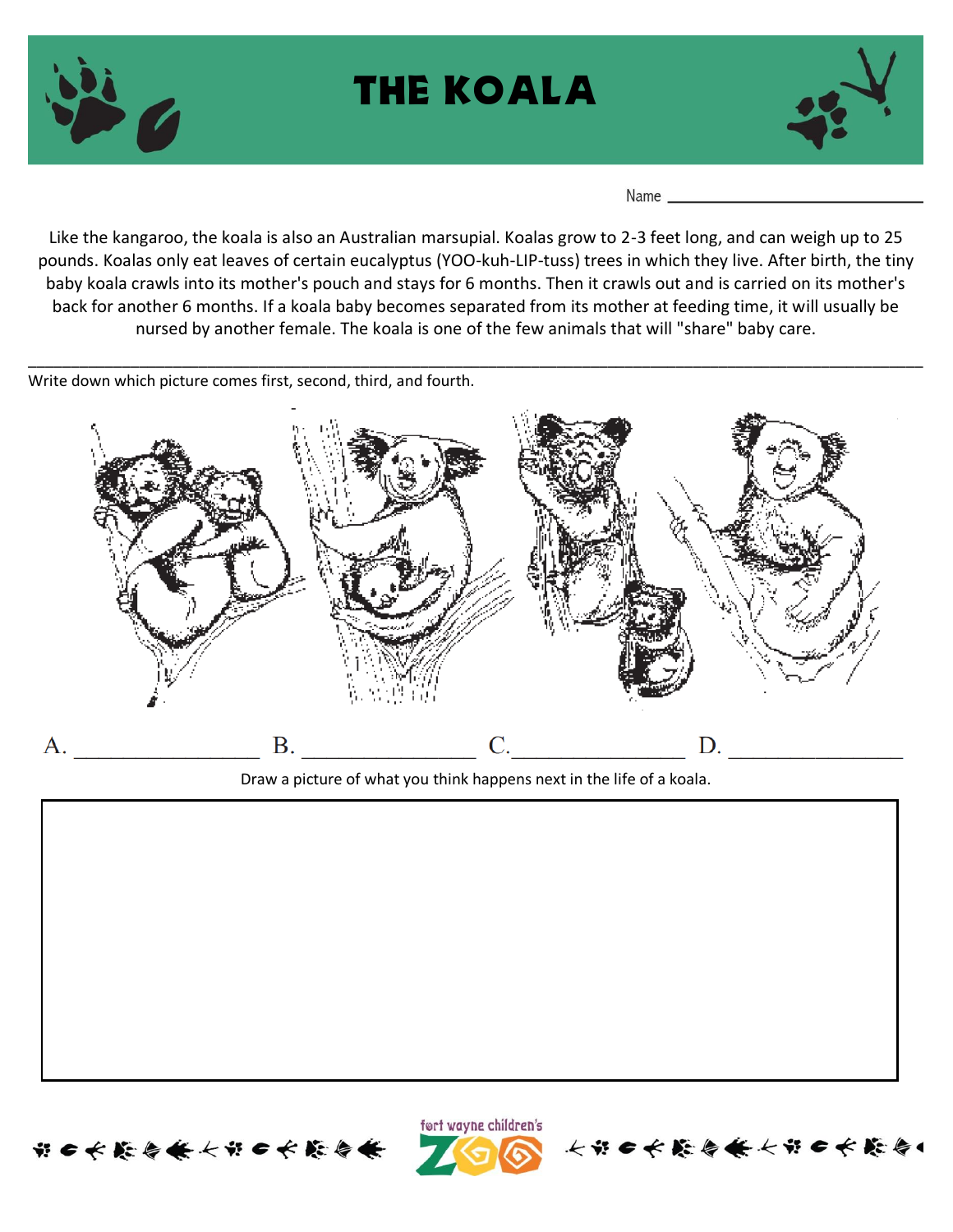# THE KOALA

Name ______________________________

Like the kangaroo, the koala is also an Australian marsupial. Koalas grow to 2-3 feet long, and can weigh up to 25 pounds. Koalas only eat leaves of certain eucalyptus (YOO-kuh-LIP-tuss) trees in which they live. After birth, the tiny baby koala crawls into its mother's pouch and stays for 6 months. Then it crawls out and is carried on its mother's back for another 6 months. If a koala baby becomes separated from its mother at feeding time, it will usually be nursed by another female. The koala is one of the few animals that will "share" baby care.

---

Write down which picture comes first, second, third, and fourth.

A. ________________ B. ________________ C. ________________ D. ________________

Draw a picture of what you think happens next in the life of a koala.